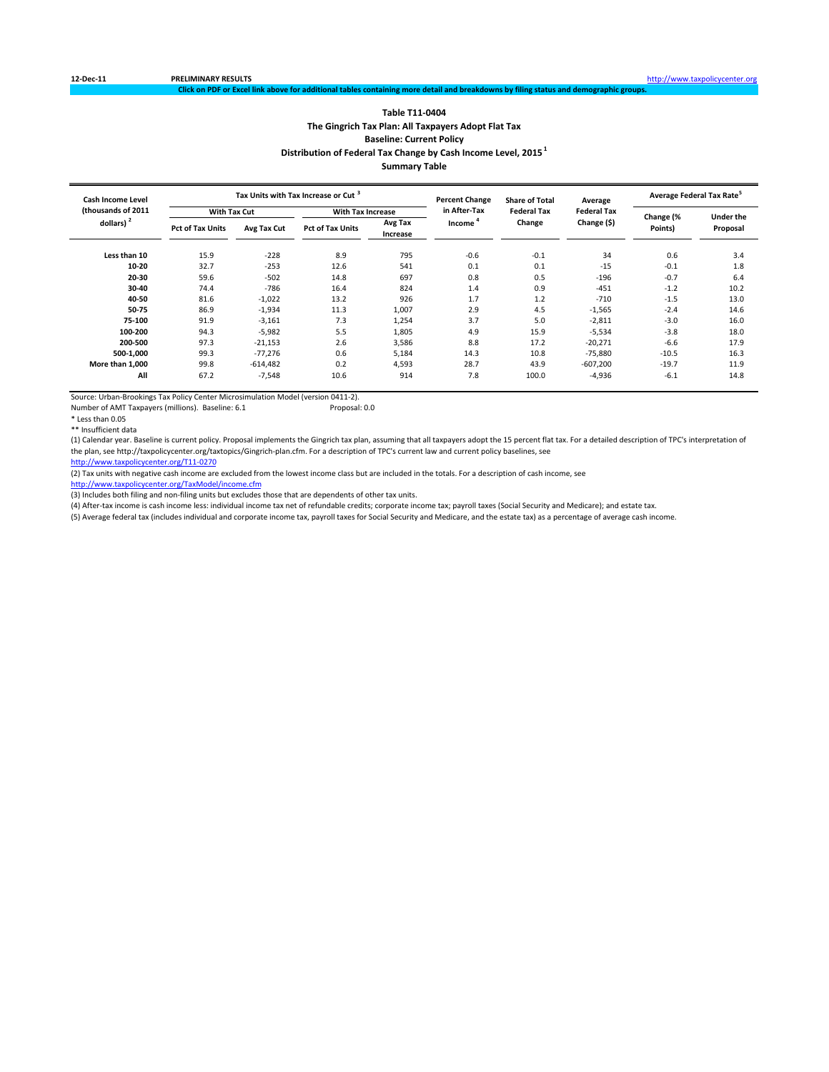12-Dec-11 **PRELIMINARY RESULTS** http://www.taxpolicycenter.org

**Click on PDF or Excel link above for additional tables containing more detail and breakdowns by filing status and demographic groups.**

## Table T11-0404
## The Gingrich Tax Plan: All Taxpayers Adopt Flat Tax
## Baseline: Current Policy
## Distribution of Federal Tax Change by Cash Income Level, 2015 [1]
## Summary Table

| Cash Income Level (thousands of 2011 dollars) [2] | Tax Units with Tax Increase or Cut [3] | | | | Percent Change in After-Tax Income [4] | Share of Total Federal Tax Change | Average Federal Tax Change ($) | Average Federal Tax Rate [5] | |
|---|---|---|---|---|---|---|---|---|---|
| | With Tax Cut | | With Tax Increase | | | | | Change (% Points) | Under the Proposal |
| | Pct of Tax Units | Avg Tax Cut | Pct of Tax Units | Avg Tax Increase | | | | | |
| Less than 10 | 15.9 | -228 | 8.9 | 795 | -0.6 | -0.1 | 34 | 0.6 | 3.4 |
| 10-20 | 32.7 | -253 | 12.6 | 541 | 0.1 | 0.1 | -15 | -0.1 | 1.8 |
| 20-30 | 59.6 | -502 | 14.8 | 697 | 0.8 | 0.5 | -196 | -0.7 | 6.4 |
| 30-40 | 74.4 | -786 | 16.4 | 824 | 1.4 | 0.9 | -451 | -1.2 | 10.2 |
| 40-50 | 81.6 | -1,022 | 13.2 | 926 | 1.7 | 1.2 | -710 | -1.5 | 13.0 |
| 50-75 | 86.9 | -1,934 | 11.3 | 1,007 | 2.9 | 4.5 | -1,565 | -2.4 | 14.6 |
| 75-100 | 91.9 | -3,161 | 7.3 | 1,254 | 3.7 | 5.0 | -2,811 | -3.0 | 16.0 |
| 100-200 | 94.3 | -5,982 | 5.5 | 1,805 | 4.9 | 15.9 | -5,534 | -3.8 | 18.0 |
| 200-500 | 97.3 | -21,153 | 2.6 | 3,586 | 8.8 | 17.2 | -20,271 | -6.6 | 17.9 |
| 500-1,000 | 99.3 | -77,276 | 0.6 | 5,184 | 14.3 | 10.8 | -75,880 | -10.5 | 16.3 |
| More than 1,000 | 99.8 | -614,482 | 0.2 | 4,593 | 28.7 | 43.9 | -607,200 | -19.7 | 11.9 |
| All | 67.2 | -7,548 | 10.6 | 914 | 7.8 | 100.0 | -4,936 | -6.1 | 14.8 |

Source: Urban-Brookings Tax Policy Center Microsimulation Model (version 0411-2).

Number of AMT Taxpayers (millions). Baseline: 6.1 Proposal: 0.0

* Less than 0.05

** Insufficient data

(1) Calendar year. Baseline is current policy. Proposal implements the Gingrich tax plan, assuming that all taxpayers adopt the 15 percent flat tax. For a detailed description of TPC's interpretation of the plan, see http://taxpolicycenter.org/taxtopics/Gingrich-plan.cfm. For a description of TPC's current law and current policy baselines, see http://www.taxpolicycenter.org/T11-0270

(2) Tax units with negative cash income are excluded from the lowest income class but are included in the totals. For a description of cash income, see http://www.taxpolicycenter.org/TaxModel/income.cfm

(3) Includes both filing and non-filing units but excludes those that are dependents of other tax units.

(4) After-tax income is cash income less: individual income tax net of refundable credits; corporate income tax; payroll taxes (Social Security and Medicare); and estate tax.

(5) Average federal tax (includes individual and corporate income tax, payroll taxes for Social Security and Medicare, and the estate tax) as a percentage of average cash income.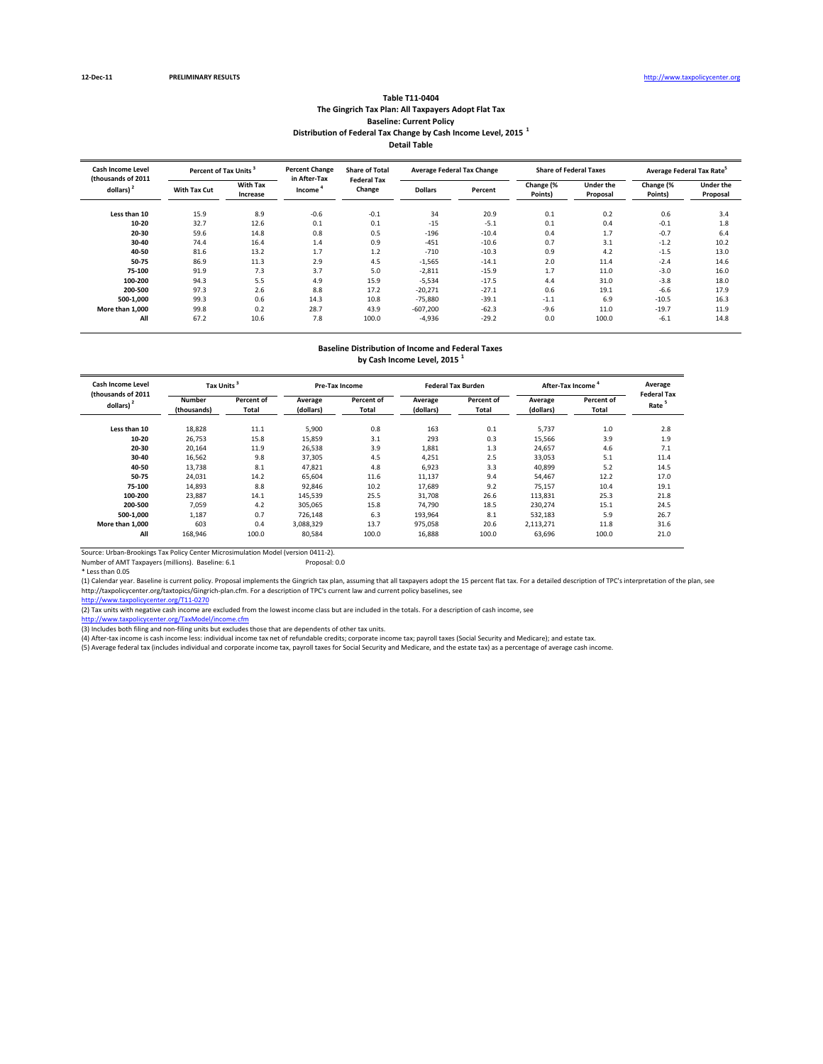12-Dec-11 **PRELIMINARY RESULTS** http://www.taxpolicycenter.org

**Table T11-0404**
**The Gingrich Tax Plan: All Taxpayers Adopt Flat Tax**
**Baseline: Current Policy**
**Distribution of Federal Tax Change by Cash Income Level, 2015 [1]**
**Detail Table**

| Cash Income Level (thousands of 2011 dollars) [2] | Percent of Tax Units [3] | | Percent Change in After-Tax Income [4] | Share of Total Federal Tax Change | Average Federal Tax Change | | Share of Federal Taxes | | Average Federal Tax Rate [5] | |
|---|---|---|---|---|---|---|---|---|---|---|
| | With Tax Cut | With Tax Increase | | | Dollars | Percent | Change (% Points) | Under the Proposal | Change (% Points) | Under the Proposal |
| Less than 10 | 15.9 | 8.9 | -0.6 | -0.1 | 34 | 20.9 | 0.1 | 0.2 | 0.6 | 3.4 |
| 10-20 | 32.7 | 12.6 | 0.1 | 0.1 | -15 | -5.1 | 0.1 | 0.4 | -0.1 | 1.8 |
| 20-30 | 59.6 | 14.8 | 0.8 | 0.5 | -196 | -10.4 | 0.4 | 1.7 | -0.7 | 6.4 |
| 30-40 | 74.4 | 16.4 | 1.4 | 0.9 | -451 | -10.6 | 0.7 | 3.1 | -1.2 | 10.2 |
| 40-50 | 81.6 | 13.2 | 1.7 | 1.2 | -710 | -10.3 | 0.9 | 4.2 | -1.5 | 13.0 |
| 50-75 | 86.9 | 11.3 | 2.9 | 4.5 | -1,565 | -14.1 | 2.0 | 11.4 | -2.4 | 14.6 |
| 75-100 | 91.9 | 7.3 | 3.7 | 5.0 | -2,811 | -15.9 | 1.7 | 11.0 | -3.0 | 16.0 |
| 100-200 | 94.3 | 5.5 | 4.9 | 15.9 | -5,534 | -17.5 | 4.4 | 31.0 | -3.8 | 18.0 |
| 200-500 | 97.3 | 2.6 | 8.8 | 17.2 | -20,271 | -27.1 | 0.6 | 19.1 | -6.6 | 17.9 |
| 500-1,000 | 99.3 | 0.6 | 14.3 | 10.8 | -75,880 | -39.1 | -1.1 | 6.9 | -10.5 | 16.3 |
| More than 1,000 | 99.8 | 0.2 | 28.7 | 43.9 | -607,200 | -62.3 | -9.6 | 11.0 | -19.7 | 11.9 |
| All | 67.2 | 10.6 | 7.8 | 100.0 | -4,936 | -29.2 | 0.0 | 100.0 | -6.1 | 14.8 |

**Baseline Distribution of Income and Federal Taxes**
**by Cash Income Level, 2015 [1]**

| Cash Income Level (thousands of 2011 dollars) [2] | Tax Units [3] | | Pre-Tax Income | | Federal Tax Burden | | After-Tax Income [4] | | Average Federal Tax Rate [5] |
|---|---|---|---|---|---|---|---|---|---|
| | Number (thousands) | Percent of Total | Average (dollars) | Percent of Total | Average (dollars) | Percent of Total | Average (dollars) | Percent of Total | |
| Less than 10 | 18,828 | 11.1 | 5,900 | 0.8 | 163 | 0.1 | 5,737 | 1.0 | 2.8 |
| 10-20 | 26,753 | 15.8 | 15,859 | 3.1 | 293 | 0.3 | 15,566 | 3.9 | 1.9 |
| 20-30 | 20,164 | 11.9 | 26,538 | 3.9 | 1,881 | 1.3 | 24,657 | 4.6 | 7.1 |
| 30-40 | 16,562 | 9.8 | 37,305 | 4.5 | 4,251 | 2.5 | 33,053 | 5.1 | 11.4 |
| 40-50 | 13,738 | 8.1 | 47,821 | 4.8 | 6,923 | 3.3 | 40,899 | 5.2 | 14.5 |
| 50-75 | 24,031 | 14.2 | 65,604 | 11.6 | 11,137 | 9.4 | 54,467 | 12.2 | 17.0 |
| 75-100 | 14,893 | 8.8 | 92,846 | 10.2 | 17,689 | 9.2 | 75,157 | 10.4 | 19.1 |
| 100-200 | 23,887 | 14.1 | 145,539 | 25.5 | 31,708 | 26.6 | 113,831 | 25.3 | 21.8 |
| 200-500 | 7,059 | 4.2 | 305,065 | 15.8 | 74,790 | 18.5 | 230,274 | 15.1 | 24.5 |
| 500-1,000 | 1,187 | 0.7 | 726,148 | 6.3 | 193,964 | 8.1 | 532,183 | 5.9 | 26.7 |
| More than 1,000 | 603 | 0.4 | 3,088,329 | 13.7 | 975,058 | 20.6 | 2,113,271 | 11.8 | 31.6 |
| All | 168,946 | 100.0 | 80,584 | 100.0 | 16,888 | 100.0 | 63,696 | 100.0 | 21.0 |

Source: Urban-Brookings Tax Policy Center Microsimulation Model (version 0411-2).
Number of AMT Taxpayers (millions). Baseline: 6.1 Proposal: 0.0
* Less than 0.05
(1) Calendar year. Baseline is current policy. Proposal implements the Gingrich tax plan, assuming that all taxpayers adopt the 15 percent flat tax. For a detailed description of TPC's interpretation of the plan, see http://taxpolicycenter.org/taxtopics/Gingrich-plan.cfm. For a description of TPC's current law and current policy baselines, see
http://www.taxpolicycenter.org/T11-0270
(2) Tax units with negative cash income are excluded from the lowest income class but are included in the totals. For a description of cash income, see
http://www.taxpolicycenter.org/TaxModel/income.cfm
(3) Includes both filing and non-filing units but excludes those that are dependents of other tax units.
(4) After-tax income is cash income less: individual income tax net of refundable credits; corporate income tax; payroll taxes (Social Security and Medicare); and estate tax.
(5) Average federal tax (includes individual and corporate income tax, payroll taxes for Social Security and Medicare, and the estate tax) as a percentage of average cash income.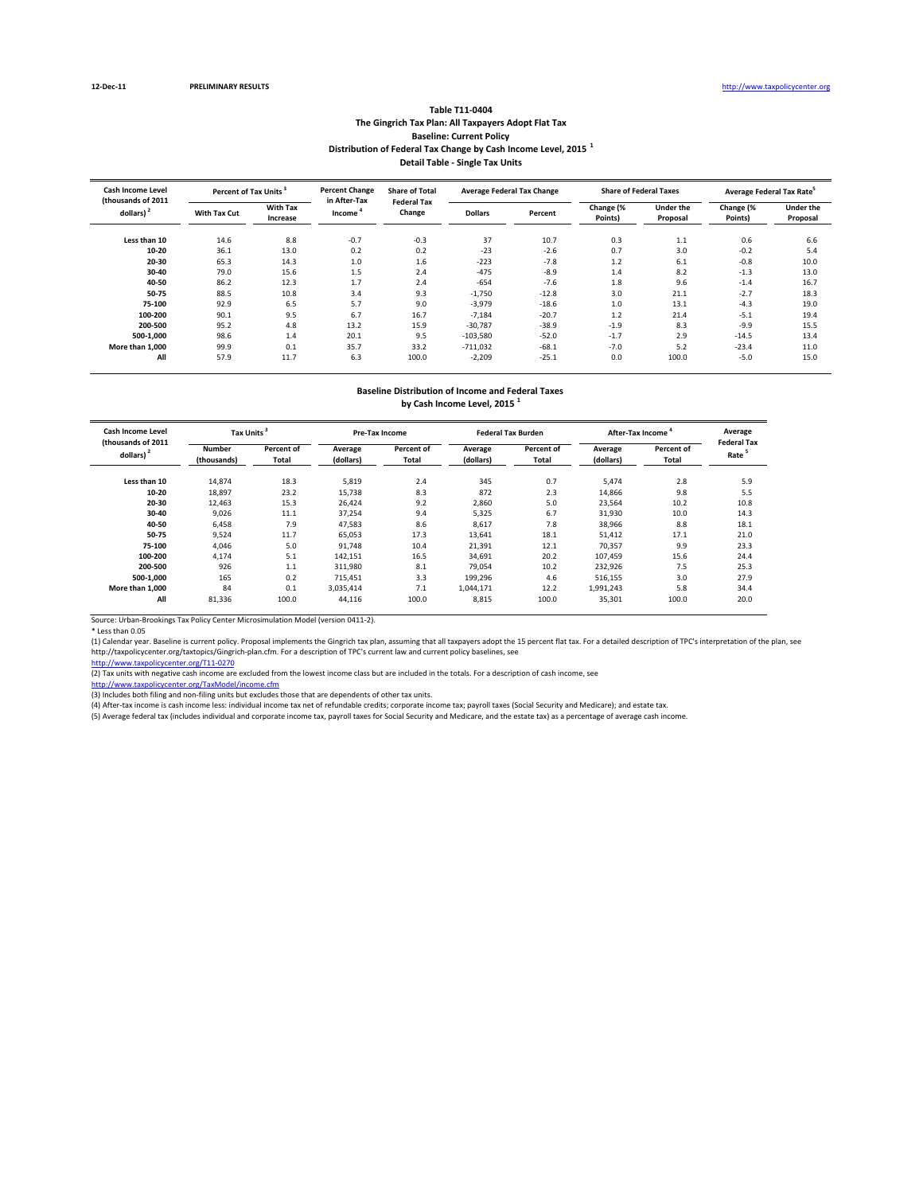12-Dec-11 **PRELIMINARY RESULTS** http://www.taxpolicycenter.org

### Table T11-0404
### The Gingrich Tax Plan: All Taxpayers Adopt Flat Tax
### Baseline: Current Policy
### Distribution of Federal Tax Change by Cash Income Level, 2015 [1]
### Detail Table - Single Tax Units

| Cash Income Level (thousands of 2011 dollars) [2] | Percent of Tax Units [3] | | Percent Change in After-Tax Income [4] | Share of Total Federal Tax Change | Average Federal Tax Change | | Share of Federal Taxes | | Average Federal Tax Rate [5] | |
|---|---|---|---|---|---|---|---|---|---|---|
| | With Tax Cut | With Tax Increase | | | Dollars | Percent | Change (% Points) | Under the Proposal | Change (% Points) | Under the Proposal |
| Less than 10 | 14.6 | 8.8 | -0.7 | -0.3 | 37 | 10.7 | 0.3 | 1.1 | 0.6 | 6.6 |
| 10-20 | 36.1 | 13.0 | 0.2 | 0.2 | -23 | -2.6 | 0.7 | 3.0 | -0.2 | 5.4 |
| 20-30 | 65.3 | 14.3 | 1.0 | 1.6 | -223 | -7.8 | 1.2 | 6.1 | -0.8 | 10.0 |
| 30-40 | 79.0 | 15.6 | 1.5 | 2.4 | -475 | -8.9 | 1.4 | 8.2 | -1.3 | 13.0 |
| 40-50 | 86.2 | 12.3 | 1.7 | 2.4 | -654 | -7.6 | 1.8 | 9.6 | -1.4 | 16.7 |
| 50-75 | 88.5 | 10.8 | 3.4 | 9.3 | -1,750 | -12.8 | 3.0 | 21.1 | -2.7 | 18.3 |
| 75-100 | 92.9 | 6.5 | 5.7 | 9.0 | -3,979 | -18.6 | 1.0 | 13.1 | -4.3 | 19.0 |
| 100-200 | 90.1 | 9.5 | 6.7 | 16.7 | -7,184 | -20.7 | 1.2 | 21.4 | -5.1 | 19.4 |
| 200-500 | 95.2 | 4.8 | 13.2 | 15.9 | -30,787 | -38.9 | -1.9 | 8.3 | -9.9 | 15.5 |
| 500-1,000 | 98.6 | 1.4 | 20.1 | 9.5 | -103,580 | -52.0 | -1.7 | 2.9 | -14.5 | 13.4 |
| More than 1,000 | 99.9 | 0.1 | 35.7 | 33.2 | -711,032 | -68.1 | -7.0 | 5.2 | -23.4 | 11.0 |
| All | 57.9 | 11.7 | 6.3 | 100.0 | -2,209 | -25.1 | 0.0 | 100.0 | -5.0 | 15.0 |

### Baseline Distribution of Income and Federal Taxes
### by Cash Income Level, 2015 [1]

| Cash Income Level (thousands of 2011 dollars) [2] | Tax Units [3] | | Pre-Tax Income | | Federal Tax Burden | | After-Tax Income [4] | | Average Federal Tax Rate [5] |
|---|---|---|---|---|---|---|---|---|---|
| | Number (thousands) | Percent of Total | Average (dollars) | Percent of Total | Average (dollars) | Percent of Total | Average (dollars) | Percent of Total | |
| Less than 10 | 14,874 | 18.3 | 5,819 | 2.4 | 345 | 0.7 | 5,474 | 2.8 | 5.9 |
| 10-20 | 18,897 | 23.2 | 15,738 | 8.3 | 872 | 2.3 | 14,866 | 9.8 | 5.5 |
| 20-30 | 12,463 | 15.3 | 26,424 | 9.2 | 2,860 | 5.0 | 23,564 | 10.2 | 10.8 |
| 30-40 | 9,026 | 11.1 | 37,254 | 9.4 | 5,325 | 6.7 | 31,930 | 10.0 | 14.3 |
| 40-50 | 6,458 | 7.9 | 47,583 | 8.6 | 8,617 | 7.8 | 38,966 | 8.8 | 18.1 |
| 50-75 | 9,524 | 11.7 | 65,053 | 17.3 | 13,641 | 18.1 | 51,412 | 17.1 | 21.0 |
| 75-100 | 4,046 | 5.0 | 91,748 | 10.4 | 21,391 | 12.1 | 70,357 | 9.9 | 23.3 |
| 100-200 | 4,174 | 5.1 | 142,151 | 16.5 | 34,691 | 20.2 | 107,459 | 15.6 | 24.4 |
| 200-500 | 926 | 1.1 | 311,980 | 8.1 | 79,054 | 10.2 | 232,926 | 7.5 | 25.3 |
| 500-1,000 | 165 | 0.2 | 715,451 | 3.3 | 199,296 | 4.6 | 516,155 | 3.0 | 27.9 |
| More than 1,000 | 84 | 0.1 | 3,035,414 | 7.1 | 1,044,171 | 12.2 | 1,991,243 | 5.8 | 34.4 |
| All | 81,336 | 100.0 | 44,116 | 100.0 | 8,815 | 100.0 | 35,301 | 100.0 | 20.0 |

Source: Urban-Brookings Tax Policy Center Microsimulation Model (version 0411-2).

* Less than 0.05

(1) Calendar year. Baseline is current policy. Proposal implements the Gingrich tax plan, assuming that all taxpayers adopt the 15 percent flat tax. For a detailed description of TPC's interpretation of the plan, see http://taxpolicycenter.org/taxtopics/Gingrich-plan.cfm. For a description of TPC's current law and current policy baselines, see
http://www.taxpolicycenter.org/T11-0270

(2) Tax units with negative cash income are excluded from the lowest income class but are included in the totals. For a description of cash income, see
http://www.taxpolicycenter.org/TaxModel/income.cfm

(3) Includes both filing and non-filing units but excludes those that are dependents of other tax units.

(4) After-tax income is cash income less: individual income tax net of refundable credits; corporate income tax; payroll taxes (Social Security and Medicare); and estate tax.

(5) Average federal tax (includes individual and corporate income tax, payroll taxes for Social Security and Medicare, and the estate tax) as a percentage of average cash income.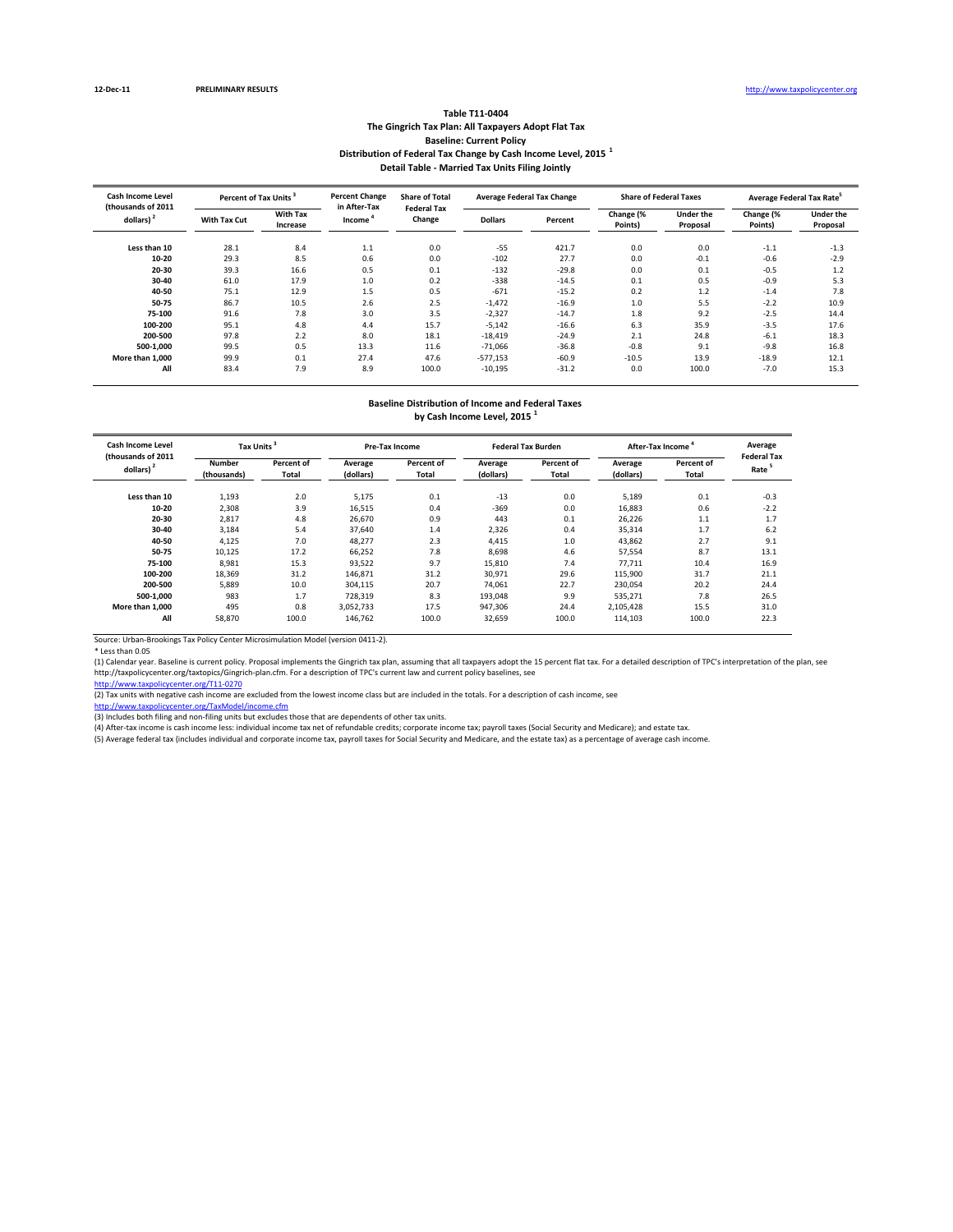12-Dec-11 **PRELIMINARY RESULTS** http://www.taxpolicycenter.org

### Table T11-0404
### The Gingrich Tax Plan: All Taxpayers Adopt Flat Tax
### Baseline: Current Policy
### Distribution of Federal Tax Change by Cash Income Level, 2015 [1]
### Detail Table - Married Tax Units Filing Jointly

| Cash Income Level (thousands of 2011 dollars) [2] | Percent of Tax Units [3] | | Percent Change in After-Tax Income [4] | Share of Total Federal Tax Change | Average Federal Tax Change | | Share of Federal Taxes | | Average Federal Tax Rate[5] | |
|---|---|---|---|---|---|---|---|---|---|---|
| | With Tax Cut | With Tax Increase | | | Dollars | Percent | Change (% Points) | Under the Proposal | Change (% Points) | Under the Proposal |
| Less than 10 | 28.1 | 8.4 | 1.1 | 0.0 | -55 | 421.7 | 0.0 | 0.0 | -1.1 | -1.3 |
| 10-20 | 29.3 | 8.5 | 0.6 | 0.0 | -102 | 27.7 | 0.0 | -0.1 | -0.6 | -2.9 |
| 20-30 | 39.3 | 16.6 | 0.5 | 0.1 | -132 | -29.8 | 0.0 | 0.1 | -0.5 | 1.2 |
| 30-40 | 61.0 | 17.9 | 1.0 | 0.2 | -338 | -14.5 | 0.1 | 0.5 | -0.9 | 5.3 |
| 40-50 | 75.1 | 12.9 | 1.5 | 0.5 | -671 | -15.2 | 0.2 | 1.2 | -1.4 | 7.8 |
| 50-75 | 86.7 | 10.5 | 2.6 | 2.5 | -1,472 | -16.9 | 1.0 | 5.5 | -2.2 | 10.9 |
| 75-100 | 91.6 | 7.8 | 3.0 | 3.5 | -2,327 | -14.7 | 1.8 | 9.2 | -2.5 | 14.4 |
| 100-200 | 95.1 | 4.8 | 4.4 | 15.7 | -5,142 | -16.6 | 6.3 | 35.9 | -3.5 | 17.6 |
| 200-500 | 97.8 | 2.2 | 8.0 | 18.1 | -18,419 | -24.9 | 2.1 | 24.8 | -6.1 | 18.3 |
| 500-1,000 | 99.5 | 0.5 | 13.3 | 11.6 | -71,066 | -36.8 | -0.8 | 9.1 | -9.8 | 16.8 |
| More than 1,000 | 99.9 | 0.1 | 27.4 | 47.6 | -577,153 | -60.9 | -10.5 | 13.9 | -18.9 | 12.1 |
| All | 83.4 | 7.9 | 8.9 | 100.0 | -10,195 | -31.2 | 0.0 | 100.0 | -7.0 | 15.3 |

### Baseline Distribution of Income and Federal Taxes
### by Cash Income Level, 2015 [1]

| Cash Income Level (thousands of 2011 dollars) [2] | Tax Units [3] | | Pre-Tax Income | | Federal Tax Burden | | After-Tax Income [4] | | Average Federal Tax Rate [5] |
|---|---|---|---|---|---|---|---|---|---|
| | Number (thousands) | Percent of Total | Average (dollars) | Percent of Total | Average (dollars) | Percent of Total | Average (dollars) | Percent of Total | |
| Less than 10 | 1,193 | 2.0 | 5,175 | 0.1 | -13 | 0.0 | 5,189 | 0.1 | -0.3 |
| 10-20 | 2,308 | 3.9 | 16,515 | 0.4 | -369 | 0.0 | 16,883 | 0.6 | -2.2 |
| 20-30 | 2,817 | 4.8 | 26,670 | 0.9 | 443 | 0.1 | 26,226 | 1.1 | 1.7 |
| 30-40 | 3,184 | 5.4 | 37,640 | 1.4 | 2,326 | 0.4 | 35,314 | 1.7 | 6.2 |
| 40-50 | 4,125 | 7.0 | 48,277 | 2.3 | 4,415 | 1.0 | 43,862 | 2.7 | 9.1 |
| 50-75 | 10,125 | 17.2 | 66,252 | 7.8 | 8,698 | 4.6 | 57,554 | 8.7 | 13.1 |
| 75-100 | 8,981 | 15.3 | 93,522 | 9.7 | 15,810 | 7.4 | 77,711 | 10.4 | 16.9 |
| 100-200 | 18,369 | 31.2 | 146,871 | 31.2 | 30,971 | 29.6 | 115,900 | 31.7 | 21.1 |
| 200-500 | 5,889 | 10.0 | 304,115 | 20.7 | 74,061 | 22.7 | 230,054 | 20.2 | 24.4 |
| 500-1,000 | 983 | 1.7 | 728,319 | 8.3 | 193,048 | 9.9 | 535,271 | 7.8 | 26.5 |
| More than 1,000 | 495 | 0.8 | 3,052,733 | 17.5 | 947,306 | 24.4 | 2,105,428 | 15.5 | 31.0 |
| All | 58,870 | 100.0 | 146,762 | 100.0 | 32,659 | 100.0 | 114,103 | 100.0 | 22.3 |

Source: Urban-Brookings Tax Policy Center Microsimulation Model (version 0411-2).

\* Less than 0.05

(1) Calendar year. Baseline is current policy. Proposal implements the Gingrich tax plan, assuming that all taxpayers adopt the 15 percent flat tax. For a detailed description of TPC's interpretation of the plan, see http://taxpolicycenter.org/taxtopics/Gingrich-plan.cfm. For a description of TPC's current law and current policy baselines, see http://www.taxpolicycenter.org/T11-0270

(2) Tax units with negative cash income are excluded from the lowest income class but are included in the totals. For a description of cash income, see http://www.taxpolicycenter.org/TaxModel/income.cfm

(3) Includes both filing and non-filing units but excludes those that are dependents of other tax units.

(4) After-tax income is cash income less: individual income tax net of refundable credits; corporate income tax; payroll taxes (Social Security and Medicare); and estate tax.

(5) Average federal tax (includes individual and corporate income tax, payroll taxes for Social Security and Medicare, and the estate tax) as a percentage of average cash income.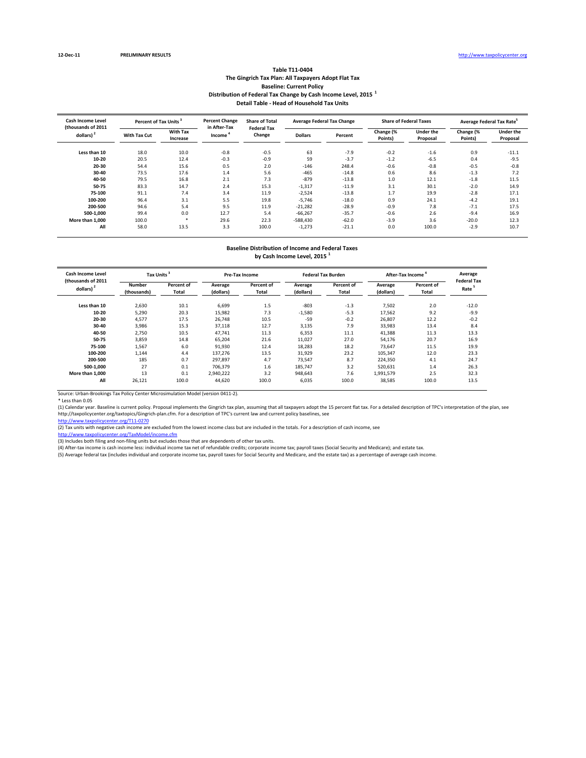12-Dec-11 PRELIMINARY RESULTS http://www.taxpolicycenter.org

**Table T11-0404**
**The Gingrich Tax Plan: All Taxpayers Adopt Flat Tax**
**Baseline: Current Policy**
**Distribution of Federal Tax Change by Cash Income Level, 2015 [1]**
**Detail Table - Head of Household Tax Units**

| Cash Income Level (thousands of 2011 dollars) [2] | Percent of Tax Units [3] | | Percent Change in After-Tax Income [4] | Share of Total Federal Tax Change | Average Federal Tax Change | | Share of Federal Taxes | | Average Federal Tax Rate [5] | |
|---|---|---|---|---|---|---|---|---|---|---|
| | With Tax Cut | With Tax Increase | | | Dollars | Percent | Change (% Points) | Under the Proposal | Change (% Points) | Under the Proposal |
| Less than 10 | 18.0 | 10.0 | -0.8 | -0.5 | 63 | -7.9 | -0.2 | -1.6 | 0.9 | -11.1 |
| 10-20 | 20.5 | 12.4 | -0.3 | -0.9 | 59 | -3.7 | -1.2 | -6.5 | 0.4 | -9.5 |
| 20-30 | 54.4 | 15.6 | 0.5 | 2.0 | -146 | 248.4 | -0.6 | -0.8 | -0.5 | -0.8 |
| 30-40 | 73.5 | 17.6 | 1.4 | 5.6 | -465 | -14.8 | 0.6 | 8.6 | -1.3 | 7.2 |
| 40-50 | 79.5 | 16.8 | 2.1 | 7.3 | -879 | -13.8 | 1.0 | 12.1 | -1.8 | 11.5 |
| 50-75 | 83.3 | 14.7 | 2.4 | 15.3 | -1,317 | -11.9 | 3.1 | 30.1 | -2.0 | 14.9 |
| 75-100 | 91.1 | 7.4 | 3.4 | 11.9 | -2,524 | -13.8 | 1.7 | 19.9 | -2.8 | 17.1 |
| 100-200 | 96.4 | 3.1 | 5.5 | 19.8 | -5,746 | -18.0 | 0.9 | 24.1 | -4.2 | 19.1 |
| 200-500 | 94.6 | 5.4 | 9.5 | 11.9 | -21,282 | -28.9 | -0.9 | 7.8 | -7.1 | 17.5 |
| 500-1,000 | 99.4 | 0.0 | 12.7 | 5.4 | -66,267 | -35.7 | -0.6 | 2.6 | -9.4 | 16.9 |
| More than 1,000 | 100.0 | * | 29.6 | 22.3 | -588,430 | -62.0 | -3.9 | 3.6 | -20.0 | 12.3 |
| All | 58.0 | 13.5 | 3.3 | 100.0 | -1,273 | -21.1 | 0.0 | 100.0 | -2.9 | 10.7 |

**Baseline Distribution of Income and Federal Taxes**
**by Cash Income Level, 2015 [1]**

| Cash Income Level (thousands of 2011 dollars) [2] | Tax Units [3] | | Pre-Tax Income | | Federal Tax Burden | | After-Tax Income [4] | | Average Federal Tax Rate [5] |
|---|---|---|---|---|---|---|---|---|---|
| | Number (thousands) | Percent of Total | Average (dollars) | Percent of Total | Average (dollars) | Percent of Total | Average (dollars) | Percent of Total | |
| Less than 10 | 2,630 | 10.1 | 6,699 | 1.5 | -803 | -1.3 | 7,502 | 2.0 | -12.0 |
| 10-20 | 5,290 | 20.3 | 15,982 | 7.3 | -1,580 | -5.3 | 17,562 | 9.2 | -9.9 |
| 20-30 | 4,577 | 17.5 | 26,748 | 10.5 | -59 | -0.2 | 26,807 | 12.2 | -0.2 |
| 30-40 | 3,986 | 15.3 | 37,118 | 12.7 | 3,135 | 7.9 | 33,983 | 13.4 | 8.4 |
| 40-50 | 2,750 | 10.5 | 47,741 | 11.3 | 6,353 | 11.1 | 41,388 | 11.3 | 13.3 |
| 50-75 | 3,859 | 14.8 | 65,204 | 21.6 | 11,027 | 27.0 | 54,176 | 20.7 | 16.9 |
| 75-100 | 1,567 | 6.0 | 91,930 | 12.4 | 18,283 | 18.2 | 73,647 | 11.5 | 19.9 |
| 100-200 | 1,144 | 4.4 | 137,276 | 13.5 | 31,929 | 23.2 | 105,347 | 12.0 | 23.3 |
| 200-500 | 185 | 0.7 | 297,897 | 4.7 | 73,547 | 8.7 | 224,350 | 4.1 | 24.7 |
| 500-1,000 | 27 | 0.1 | 706,379 | 1.6 | 185,747 | 3.2 | 520,631 | 1.4 | 26.3 |
| More than 1,000 | 13 | 0.1 | 2,940,222 | 3.2 | 948,643 | 7.6 | 1,991,579 | 2.5 | 32.3 |
| All | 26,121 | 100.0 | 44,620 | 100.0 | 6,035 | 100.0 | 38,585 | 100.0 | 13.5 |

Source: Urban-Brookings Tax Policy Center Microsimulation Model (version 0411-2).

\* Less than 0.05

(1) Calendar year. Baseline is current policy. Proposal implements the Gingrich tax plan, assuming that all taxpayers adopt the 15 percent flat tax. For a detailed description of TPC's interpretation of the plan, see http://taxpolicycenter.org/taxtopics/Gingrich-plan.cfm. For a description of TPC's current law and current policy baselines, see
http://www.taxpolicycenter.org/T11-0270

(2) Tax units with negative cash income are excluded from the lowest income class but are included in the totals. For a description of cash income, see
http://www.taxpolicycenter.org/TaxModel/income.cfm

(3) Includes both filing and non-filing units but excludes those that are dependents of other tax units.

(4) After-tax income is cash income less: individual income tax net of refundable credits; corporate income tax; payroll taxes (Social Security and Medicare); and estate tax.

(5) Average federal tax (includes individual and corporate income tax, payroll taxes for Social Security and Medicare, and the estate tax) as a percentage of average cash income.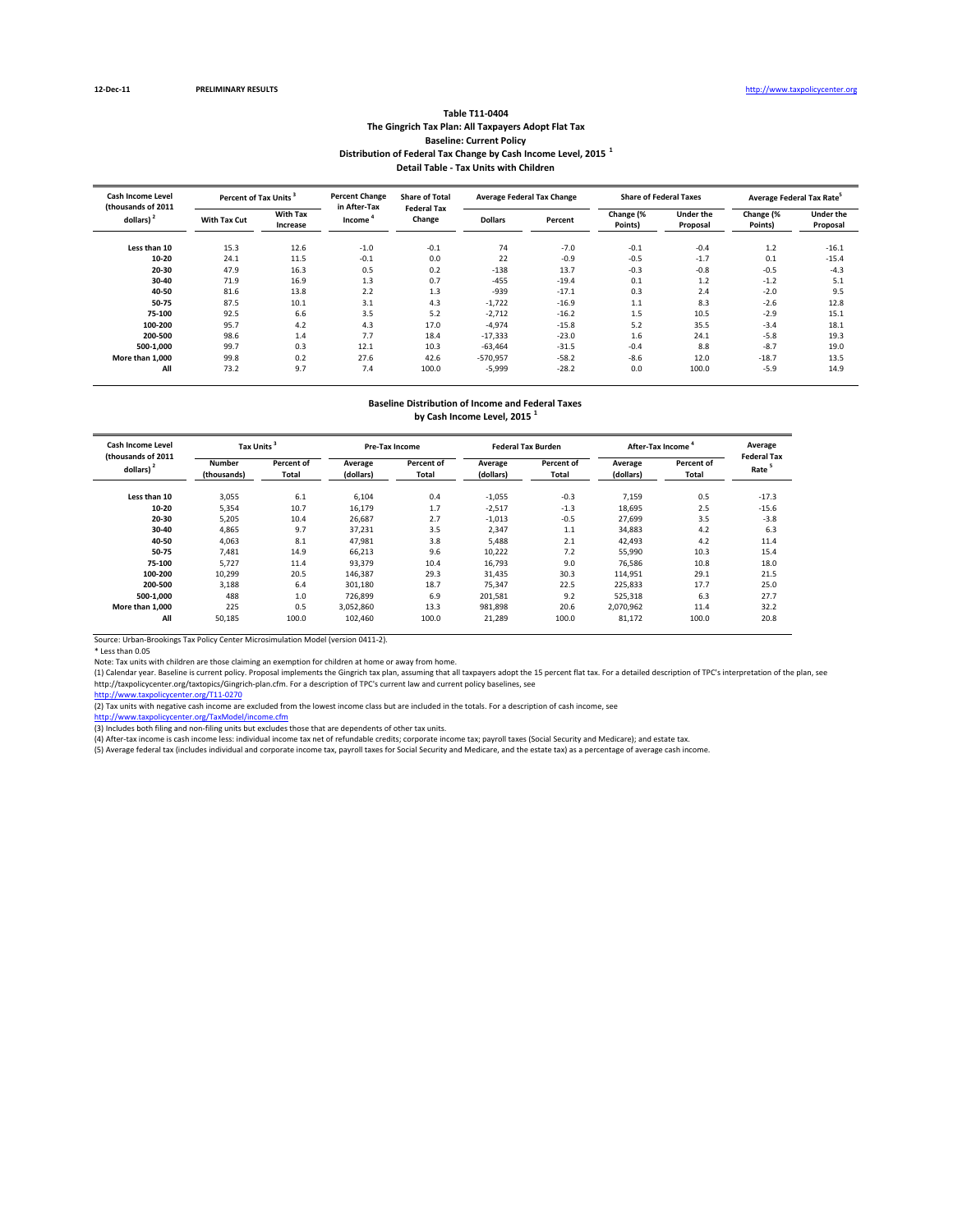12-Dec-11 PRELIMINARY RESULTS http://www.taxpolicycenter.org

## Table T11-0404
### The Gingrich Tax Plan: All Taxpayers Adopt Flat Tax
### Baseline: Current Policy
### Distribution of Federal Tax Change by Cash Income Level, 2015 [1]
### Detail Table - Tax Units with Children

| Cash Income Level (thousands of 2011 dollars) [2] | Percent of Tax Units [3] | | Percent Change in After-Tax Income [4] | Share of Total Federal Tax Change | Average Federal Tax Change | | Share of Federal Taxes | | Average Federal Tax Rate[5] | |
|---|---|---|---|---|---|---|---|---|---|---|
| | With Tax Cut | With Tax Increase | | | Dollars | Percent | Change (% Points) | Under the Proposal | Change (% Points) | Under the Proposal |
| Less than 10 | 15.3 | 12.6 | -1.0 | -0.1 | 74 | -7.0 | -0.1 | -0.4 | 1.2 | -16.1 |
| 10-20 | 24.1 | 11.5 | -0.1 | 0.0 | 22 | -0.9 | -0.5 | -1.7 | 0.1 | -15.4 |
| 20-30 | 47.9 | 16.3 | 0.5 | 0.2 | -138 | 13.7 | -0.3 | -0.8 | -0.5 | -4.3 |
| 30-40 | 71.9 | 16.9 | 1.3 | 0.7 | -455 | -19.4 | 0.1 | 1.2 | -1.2 | 5.1 |
| 40-50 | 81.6 | 13.8 | 2.2 | 1.3 | -939 | -17.1 | 0.3 | 2.4 | -2.0 | 9.5 |
| 50-75 | 87.5 | 10.1 | 3.1 | 4.3 | -1,722 | -16.9 | 1.1 | 8.3 | -2.6 | 12.8 |
| 75-100 | 92.5 | 6.6 | 3.5 | 5.2 | -2,712 | -16.2 | 1.5 | 10.5 | -2.9 | 15.1 |
| 100-200 | 95.7 | 4.2 | 4.3 | 17.0 | -4,974 | -15.8 | 5.2 | 35.5 | -3.4 | 18.1 |
| 200-500 | 98.6 | 1.4 | 7.7 | 18.4 | -17,333 | -23.0 | 1.6 | 24.1 | -5.8 | 19.3 |
| 500-1,000 | 99.7 | 0.3 | 12.1 | 10.3 | -63,464 | -31.5 | -0.4 | 8.8 | -8.7 | 19.0 |
| More than 1,000 | 99.8 | 0.2 | 27.6 | 42.6 | -570,957 | -58.2 | -8.6 | 12.0 | -18.7 | 13.5 |
| All | 73.2 | 9.7 | 7.4 | 100.0 | -5,999 | -28.2 | 0.0 | 100.0 | -5.9 | 14.9 |

### Baseline Distribution of Income and Federal Taxes by Cash Income Level, 2015 [1]

| Cash Income Level (thousands of 2011 dollars) [2] | Tax Units [3] | | Pre-Tax Income | | Federal Tax Burden | | After-Tax Income [4] | | Average Federal Tax Rate [5] |
|---|---|---|---|---|---|---|---|---|---|
| | Number (thousands) | Percent of Total | Average (dollars) | Percent of Total | Average (dollars) | Percent of Total | Average (dollars) | Percent of Total | |
| Less than 10 | 3,055 | 6.1 | 6,104 | 0.4 | -1,055 | -0.3 | 7,159 | 0.5 | -17.3 |
| 10-20 | 5,354 | 10.7 | 16,179 | 1.7 | -2,517 | -1.3 | 18,695 | 2.5 | -15.6 |
| 20-30 | 5,205 | 10.4 | 26,687 | 2.7 | -1,013 | -0.5 | 27,699 | 3.5 | -3.8 |
| 30-40 | 4,865 | 9.7 | 37,231 | 3.5 | 2,347 | 1.1 | 34,883 | 4.2 | 6.3 |
| 40-50 | 4,063 | 8.1 | 47,981 | 3.8 | 5,488 | 2.1 | 42,493 | 4.2 | 11.4 |
| 50-75 | 7,481 | 14.9 | 66,213 | 9.6 | 10,222 | 7.2 | 55,990 | 10.3 | 15.4 |
| 75-100 | 5,727 | 11.4 | 93,379 | 10.4 | 16,793 | 9.0 | 76,586 | 10.8 | 18.0 |
| 100-200 | 10,299 | 20.5 | 146,387 | 29.3 | 31,435 | 30.3 | 114,951 | 29.1 | 21.5 |
| 200-500 | 3,188 | 6.4 | 301,180 | 18.7 | 75,347 | 22.5 | 225,833 | 17.7 | 25.0 |
| 500-1,000 | 488 | 1.0 | 726,899 | 6.9 | 201,581 | 9.2 | 525,318 | 6.3 | 27.7 |
| More than 1,000 | 225 | 0.5 | 3,052,860 | 13.3 | 981,898 | 20.6 | 2,070,962 | 11.4 | 32.2 |
| All | 50,185 | 100.0 | 102,460 | 100.0 | 21,289 | 100.0 | 81,172 | 100.0 | 20.8 |

Source: Urban-Brookings Tax Policy Center Microsimulation Model (version 0411-2).

* Less than 0.05

Note: Tax units with children are those claiming an exemption for children at home or away from home.

(1) Calendar year. Baseline is current policy. Proposal implements the Gingrich tax plan, assuming that all taxpayers adopt the 15 percent flat tax. For a detailed description of TPC's interpretation of the plan, see http://taxpolicycenter.org/taxtopics/Gingrich-plan.cfm. For a description of TPC's current law and current policy baselines, see http://www.taxpolicycenter.org/T11-0270

(2) Tax units with negative cash income are excluded from the lowest income class but are included in the totals. For a description of cash income, see http://www.taxpolicycenter.org/TaxModel/income.cfm

(3) Includes both filing and non-filing units but excludes those that are dependents of other tax units.

(4) After-tax income is cash income less: individual income tax net of refundable credits; corporate income tax; payroll taxes (Social Security and Medicare); and estate tax.

(5) Average federal tax (includes individual and corporate income tax, payroll taxes for Social Security and Medicare, and the estate tax) as a percentage of average cash income.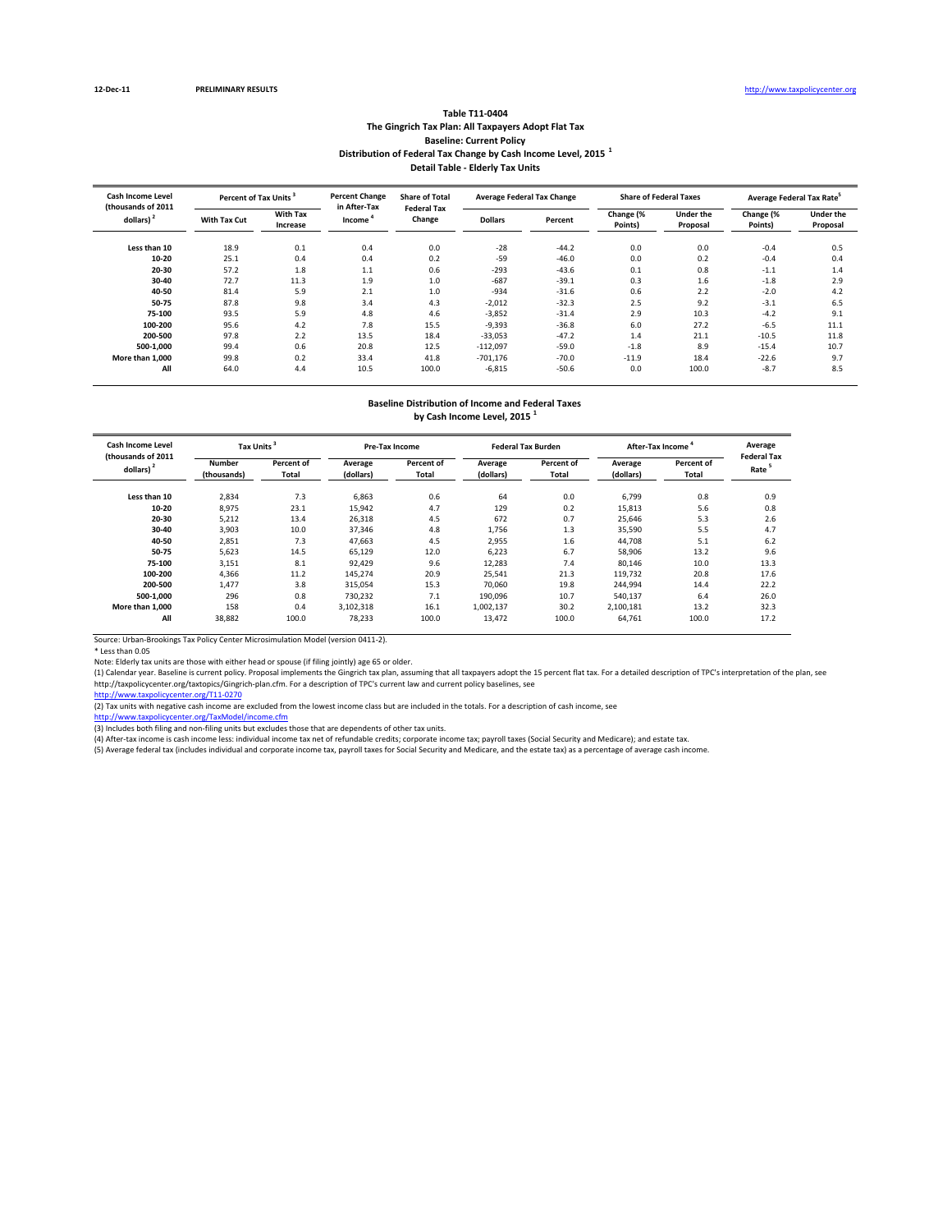12-Dec-11 PRELIMINARY RESULTS http://www.taxpolicycenter.org

**Table T11-0404**
**The Gingrich Tax Plan: All Taxpayers Adopt Flat Tax**
**Baseline: Current Policy**
**Distribution of Federal Tax Change by Cash Income Level, 2015 [1]**
**Detail Table - Elderly Tax Units**

| Cash Income Level (thousands of 2011 dollars) [2] | Percent of Tax Units [3] | | Percent Change in After-Tax Income [4] | Share of Total Federal Tax Change | Average Federal Tax Change | | Share of Federal Taxes | | Average Federal Tax Rate [5] | |
|---|---|---|---|---|---|---|---|---|---|---|
| | With Tax Cut | With Tax Increase | | | Dollars | Percent | Change (% Points) | Under the Proposal | Change (% Points) | Under the Proposal |
| Less than 10 | 18.9 | 0.1 | 0.4 | 0.0 | -28 | -44.2 | 0.0 | 0.0 | -0.4 | 0.5 |
| 10-20 | 25.1 | 0.4 | 0.4 | 0.2 | -59 | -46.0 | 0.0 | 0.2 | -0.4 | 0.4 |
| 20-30 | 57.2 | 1.8 | 1.1 | 0.6 | -293 | -43.6 | 0.1 | 0.8 | -1.1 | 1.4 |
| 30-40 | 72.7 | 11.3 | 1.9 | 1.0 | -687 | -39.1 | 0.3 | 1.6 | -1.8 | 2.9 |
| 40-50 | 81.4 | 5.9 | 2.1 | 1.0 | -934 | -31.6 | 0.6 | 2.2 | -2.0 | 4.2 |
| 50-75 | 87.8 | 9.8 | 3.4 | 4.3 | -2,012 | -32.3 | 2.5 | 9.2 | -3.1 | 6.5 |
| 75-100 | 93.5 | 5.9 | 4.8 | 4.6 | -3,852 | -31.4 | 2.9 | 10.3 | -4.2 | 9.1 |
| 100-200 | 95.6 | 4.2 | 7.8 | 15.5 | -9,393 | -36.8 | 6.0 | 27.2 | -6.5 | 11.1 |
| 200-500 | 97.8 | 2.2 | 13.5 | 18.4 | -33,053 | -47.2 | 1.4 | 21.1 | -10.5 | 11.8 |
| 500-1,000 | 99.4 | 0.6 | 20.8 | 12.5 | -112,097 | -59.0 | -1.8 | 8.9 | -15.4 | 10.7 |
| More than 1,000 | 99.8 | 0.2 | 33.4 | 41.8 | -701,176 | -70.0 | -11.9 | 18.4 | -22.6 | 9.7 |
| All | 64.0 | 4.4 | 10.5 | 100.0 | -6,815 | -50.6 | 0.0 | 100.0 | -8.7 | 8.5 |

**Baseline Distribution of Income and Federal Taxes**
**by Cash Income Level, 2015 [1]**

| Cash Income Level (thousands of 2011 dollars) [2] | Tax Units [3] | | Pre-Tax Income | | Federal Tax Burden | | After-Tax Income [4] | | Average Federal Tax Rate [5] |
|---|---|---|---|---|---|---|---|---|---|
| | Number (thousands) | Percent of Total | Average (dollars) | Percent of Total | Average (dollars) | Percent of Total | Average (dollars) | Percent of Total | |
| Less than 10 | 2,834 | 7.3 | 6,863 | 0.6 | 64 | 0.0 | 6,799 | 0.8 | 0.9 |
| 10-20 | 8,975 | 23.1 | 15,942 | 4.7 | 129 | 0.2 | 15,813 | 5.6 | 0.8 |
| 20-30 | 5,212 | 13.4 | 26,318 | 4.5 | 672 | 0.7 | 25,646 | 5.3 | 2.6 |
| 30-40 | 3,903 | 10.0 | 37,346 | 4.8 | 1,756 | 1.3 | 35,590 | 5.5 | 4.7 |
| 40-50 | 2,851 | 7.3 | 47,663 | 4.5 | 2,955 | 1.6 | 44,708 | 5.1 | 6.2 |
| 50-75 | 5,623 | 14.5 | 65,129 | 12.0 | 6,223 | 6.7 | 58,906 | 13.2 | 9.6 |
| 75-100 | 3,151 | 8.1 | 92,429 | 9.6 | 12,283 | 7.4 | 80,146 | 10.0 | 13.3 |
| 100-200 | 4,366 | 11.2 | 145,274 | 20.9 | 25,541 | 21.3 | 119,732 | 20.8 | 17.6 |
| 200-500 | 1,477 | 3.8 | 315,054 | 15.3 | 70,060 | 19.8 | 244,994 | 14.4 | 22.2 |
| 500-1,000 | 296 | 0.8 | 730,232 | 7.1 | 190,096 | 10.7 | 540,137 | 6.4 | 26.0 |
| More than 1,000 | 158 | 0.4 | 3,102,318 | 16.1 | 1,002,137 | 30.2 | 2,100,181 | 13.2 | 32.3 |
| All | 38,882 | 100.0 | 78,233 | 100.0 | 13,472 | 100.0 | 64,761 | 100.0 | 17.2 |

Source: Urban-Brookings Tax Policy Center Microsimulation Model (version 0411-2).

* Less than 0.05

Note: Elderly tax units are those with either head or spouse (if filing jointly) age 65 or older.

(1) Calendar year. Baseline is current policy. Proposal implements the Gingrich tax plan, assuming that all taxpayers adopt the 15 percent flat tax. For a detailed description of TPC's interpretation of the plan, see http://taxpolicycenter.org/taxtopics/Gingrich-plan.cfm. For a description of TPC's current law and current policy baselines, see http://www.taxpolicycenter.org/T11-0270

(2) Tax units with negative cash income are excluded from the lowest income class but are included in the totals. For a description of cash income, see http://www.taxpolicycenter.org/TaxModel/income.cfm

(3) Includes both filing and non-filing units but excludes those that are dependents of other tax units.

(4) After-tax income is cash income less: individual income tax net of refundable credits; corporate income tax; payroll taxes (Social Security and Medicare); and estate tax.

(5) Average federal tax (includes individual and corporate income tax, payroll taxes for Social Security and Medicare, and the estate tax) as a percentage of average cash income.